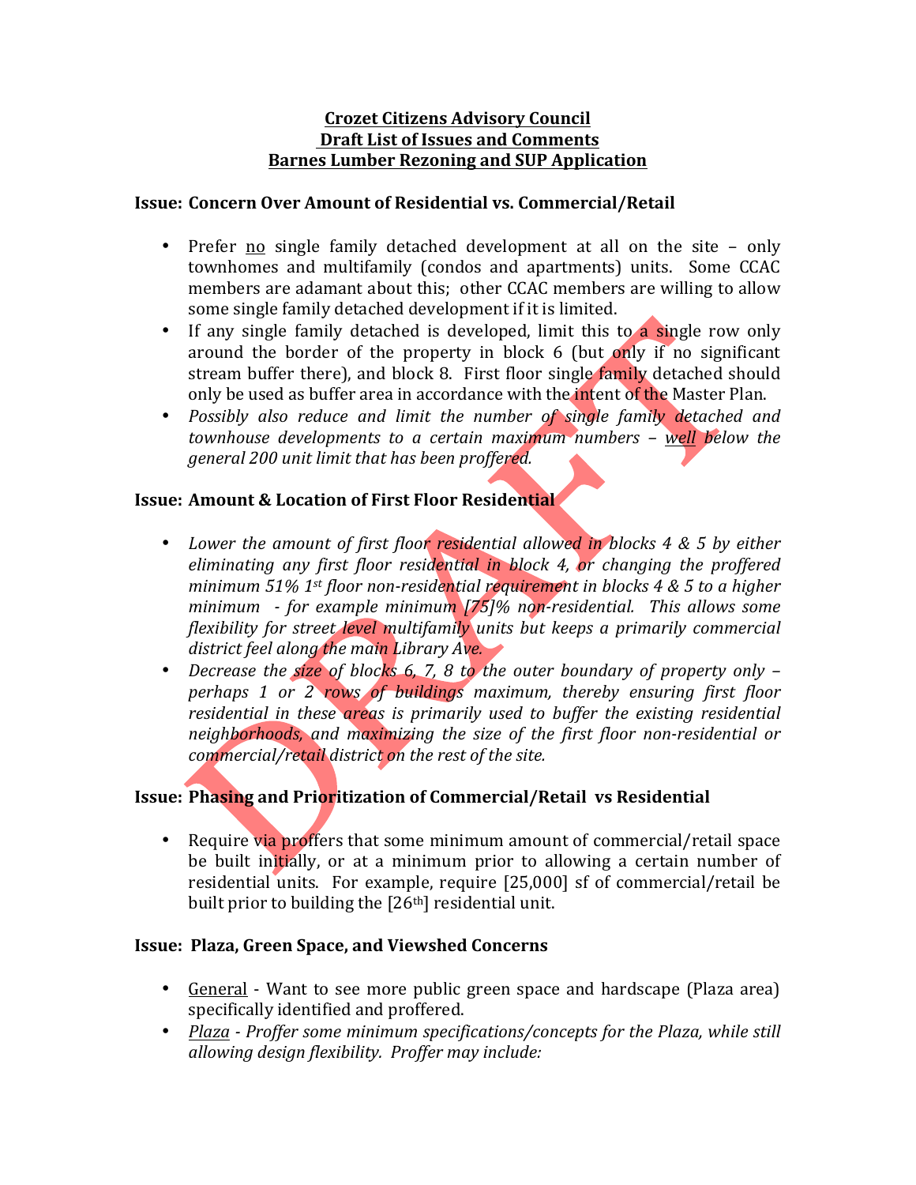# Crozet Citizens Advisory Council
# Draft List of Issues and Comments
# Barnes Lumber Rezoning and SUP Application

## Issue: Concern Over Amount of Residential vs. Commercial/Retail

- Prefer no single family detached development at all on the site – only townhomes and multifamily (condos and apartments) units. Some CCAC members are adamant about this; other CCAC members are willing to allow some single family detached development if it is limited.
- If any single family detached is developed, limit this to a single row only around the border of the property in block 6 (but only if no significant stream buffer there), and block 8. First floor single family detached should only be used as buffer area in accordance with the intent of the Master Plan.
- *Possibly also reduce and limit the number of single family detached and townhouse developments to a certain maximum numbers – well below the general 200 unit limit that has been proffered.*

## Issue: Amount & Location of First Floor Residential

- *Lower the amount of first floor residential allowed in blocks 4 & 5 by either eliminating any first floor residential in block 4, or changing the proffered minimum 51% 1st floor non-residential requirement in blocks 4 & 5 to a higher minimum - for example minimum [75]% non-residential. This allows some flexibility for street level multifamily units but keeps a primarily commercial district feel along the main Library Ave.*
- *Decrease the size of blocks 6, 7, 8 to the outer boundary of property only – perhaps 1 or 2 rows of buildings maximum, thereby ensuring first floor residential in these areas is primarily used to buffer the existing residential neighborhoods, and maximizing the size of the first floor non-residential or commercial/retail district on the rest of the site.*

## Issue: Phasing and Prioritization of Commercial/Retail vs Residential

- Require via proffers that some minimum amount of commercial/retail space be built initially, or at a minimum prior to allowing a certain number of residential units. For example, require [25,000] sf of commercial/retail be built prior to building the [26th] residential unit.

## Issue: Plaza, Green Space, and Viewshed Concerns

- General - Want to see more public green space and hardscape (Plaza area) specifically identified and proffered.
- *Plaza - Proffer some minimum specifications/concepts for the Plaza, while still allowing design flexibility. Proffer may include:*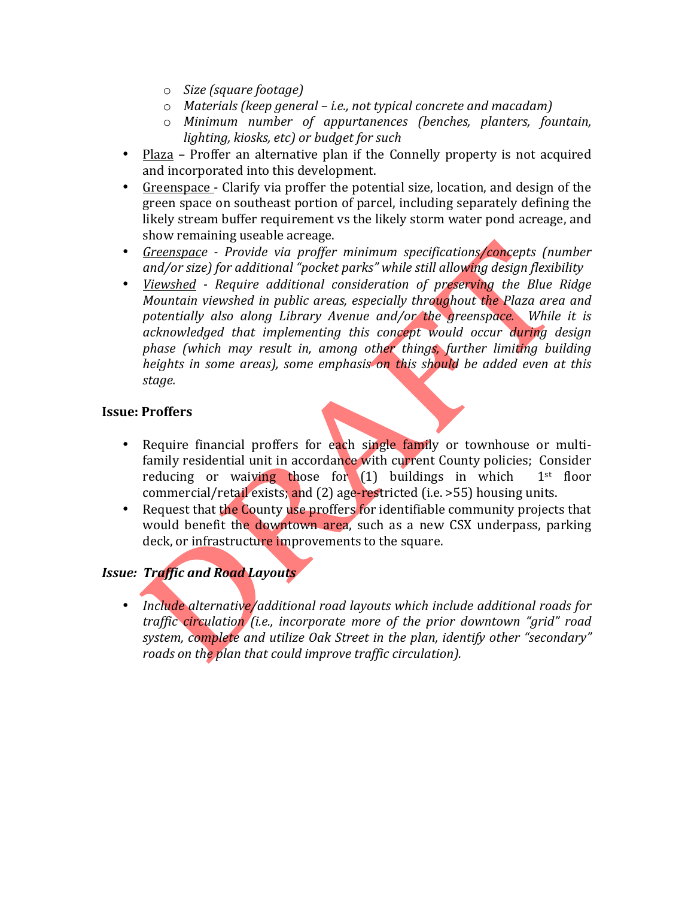- *Size (square footage)*
    - *Materials (keep general – i.e., not typical concrete and macadam)*
    - *Minimum number of appurtenances (benches, planters, fountain, lighting, kiosks, etc) or budget for such*
- Plaza – Proffer an alternative plan if the Connelly property is not acquired and incorporated into this development.
- Greenspace - Clarify via proffer the potential size, location, and design of the green space on southeast portion of parcel, including separately defining the likely stream buffer requirement vs the likely storm water pond acreage, and show remaining useable acreage.
- *Greenspace - Provide via proffer minimum specifications/concepts (number and/or size) for additional "pocket parks" while still allowing design flexibility*
- *Viewshed - Require additional consideration of preserving the Blue Ridge Mountain viewshed in public areas, especially throughout the Plaza area and potentially also along Library Avenue and/or the greenspace. While it is acknowledged that implementing this concept would occur during design phase (which may result in, among other things, further limiting building heights in some areas), some emphasis on this should be added even at this stage.*

**Issue: Proffers**

- Require financial proffers for each single family or townhouse or multi-family residential unit in accordance with current County policies; Consider reducing or waiving those for (1) buildings in which 1st floor commercial/retail exists; and (2) age-restricted (i.e. >55) housing units.
- Request that the County use proffers for identifiable community projects that would benefit the downtown area, such as a new CSX underpass, parking deck, or infrastructure improvements to the square.

***Issue: Traffic and Road Layouts***

- *Include alternative/additional road layouts which include additional roads for traffic circulation (i.e., incorporate more of the prior downtown "grid" road system, complete and utilize Oak Street in the plan, identify other "secondary" roads on the plan that could improve traffic circulation).*